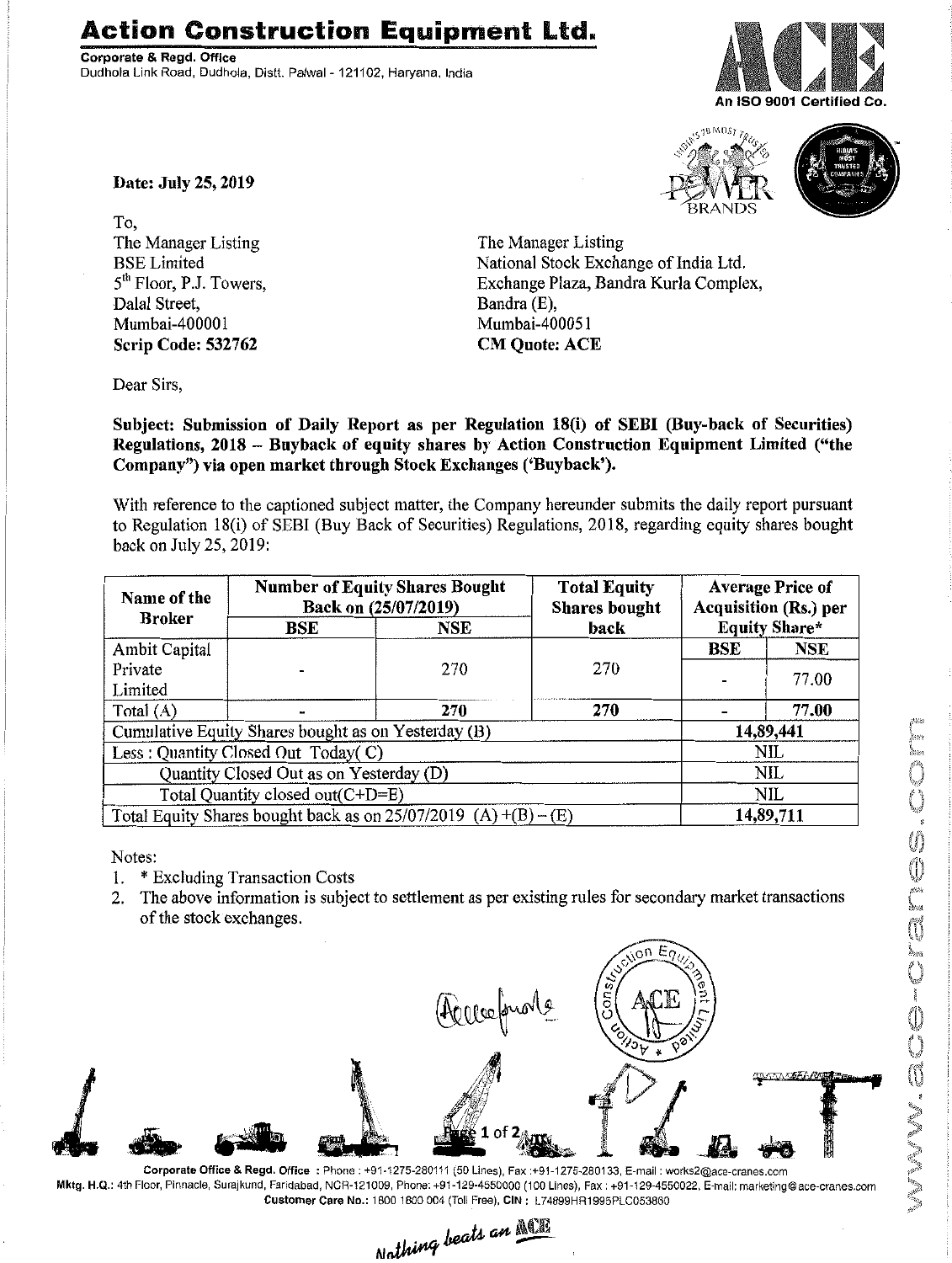# Action Construction Equipment Ltd.

**Corporate & Regd. Office**
Dudhola Link Road, Dudhola, Distt. Palwal - 121102, Haryana, India

An ISO 9001 Certified Co.

**Date: July 25, 2019**

To,
The Manager Listing
BSE Limited
5th Floor, P.J. Towers,
Dalal Street,
Mumbai-400001
**Scrip Code: 532762**

The Manager Listing
National Stock Exchange of India Ltd.
Exchange Plaza, Bandra Kurla Complex,
Bandra (E),
Mumbai-400051
**CM Quote: ACE**

Dear Sirs,

**Subject: Submission of Daily Report as per Regulation 18(i) of SEBI (Buy-back of Securities) Regulations, 2018 – Buyback of equity shares by Action Construction Equipment Limited ("the Company") via open market through Stock Exchanges ('Buyback').**

With reference to the captioned subject matter, the Company hereunder submits the daily report pursuant to Regulation 18(i) of SEBI (Buy Back of Securities) Regulations, 2018, regarding equity shares bought back on July 25, 2019:

| Name of the Broker | Number of Equity Shares Bought Back on (25/07/2019) | | Total Equity Shares bought back | Average Price of Acquisition (Rs.) per Equity Share* | |
|---|---|---|---|---|---|
| | BSE | NSE | | BSE | NSE |
| Ambit Capital Private Limited | - | 270 | 270 | - | 77.00 |
| Total (A) | **-** | **270** | **270** | **-** | **77.00** |
| Cumulative Equity Shares bought as on Yesterday (B) | | | | **14,89,441** | |
| Less : Quantity Closed Out Today( C) | | | | NIL | |
| Quantity Closed Out as on Yesterday (D) | | | | NIL | |
| Total Quantity closed out(C+D=E) | | | | NIL | |
| Total Equity Shares bought back as on 25/07/2019 (A) +(B) – (E) | | | | **14,89,711** | |

Notes:

1. * Excluding Transaction Costs
2. The above information is subject to settlement as per existing rules for secondary market transactions of the stock exchanges.

Corporate Office & Regd. Office : Phone : +91-1275-280111 (50 Lines), Fax :+91-1275-280133, E-mail : works2@ace-cranes.com
Mktg. H.Q.: 4th Floor, Pinnacle, Surajkund, Faridabad, NCR-121009, Phone: +91-129-4550000 (100 Lines), Fax : +91-129-4550022, E-mail: marketing@ace-cranes.com
Customer Care No.: 1800 1800 004 (Toll Free), CIN : L74899HR1995PLC053860

*Nothing beats an ACE*

www.ace-cranes.com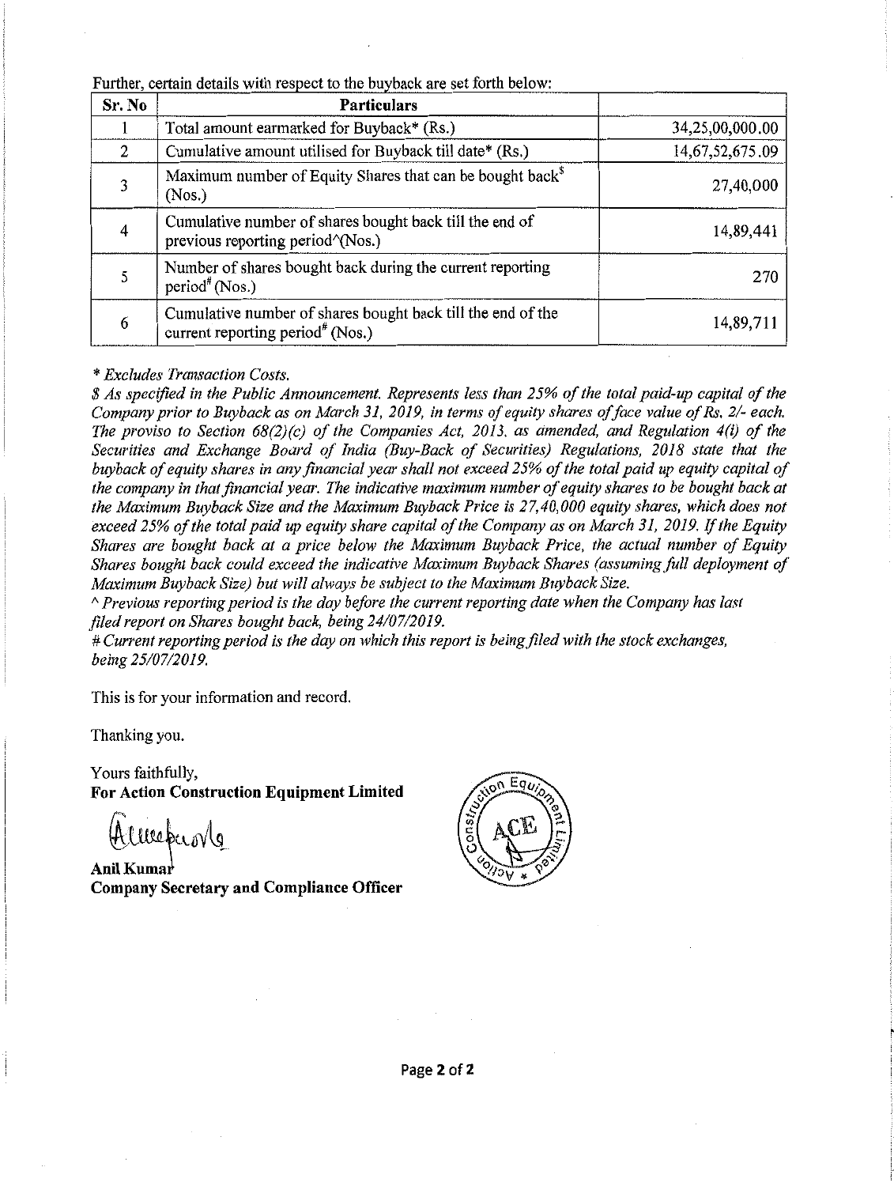Further, certain details with respect to the buyback are set forth below:

| Sr. No | Particulars | |
|---|---|---|
| 1 | Total amount earmarked for Buyback* (Rs.) | 34,25,00,000.00 |
| 2 | Cumulative amount utilised for Buyback till date* (Rs.) | 14,67,52,675.09 |
| 3 | Maximum number of Equity Shares that can be bought back$ (Nos.) | 27,40,000 |
| 4 | Cumulative number of shares bought back till the end of previous reporting period^(Nos.) | 14,89,441 |
| 5 | Number of shares bought back during the current reporting period# (Nos.) | 270 |
| 6 | Cumulative number of shares bought back till the end of the current reporting period# (Nos.) | 14,89,711 |

*\* Excludes Transaction Costs.*

*$ As specified in the Public Announcement. Represents less than 25% of the total paid-up capital of the Company prior to Buyback as on March 31, 2019, in terms of equity shares of face value of Rs. 2/- each. The proviso to Section 68(2)(c) of the Companies Act, 2013, as amended, and Regulation 4(i) of the Securities and Exchange Board of India (Buy-Back of Securities) Regulations, 2018 state that the buyback of equity shares in any financial year shall not exceed 25% of the total paid up equity capital of the company in that financial year. The indicative maximum number of equity shares to be bought back at the Maximum Buyback Size and the Maximum Buyback Price is 27,40,000 equity shares, which does not exceed 25% of the total paid up equity share capital of the Company as on March 31, 2019. If the Equity Shares are bought back at a price below the Maximum Buyback Price, the actual number of Equity Shares bought back could exceed the indicative Maximum Buyback Shares (assuming full deployment of Maximum Buyback Size) but will always be subject to the Maximum Buyback Size.*

*^ Previous reporting period is the day before the current reporting date when the Company has last filed report on Shares bought back, being 24/07/2019.*

*# Current reporting period is the day on which this report is being filed with the stock exchanges, being 25/07/2019.*

This is for your information and record.

Thanking you.

Yours faithfully,
**For Action Construction Equipment Limited**

**Anil Kumar**
**Company Secretary and Compliance Officer**